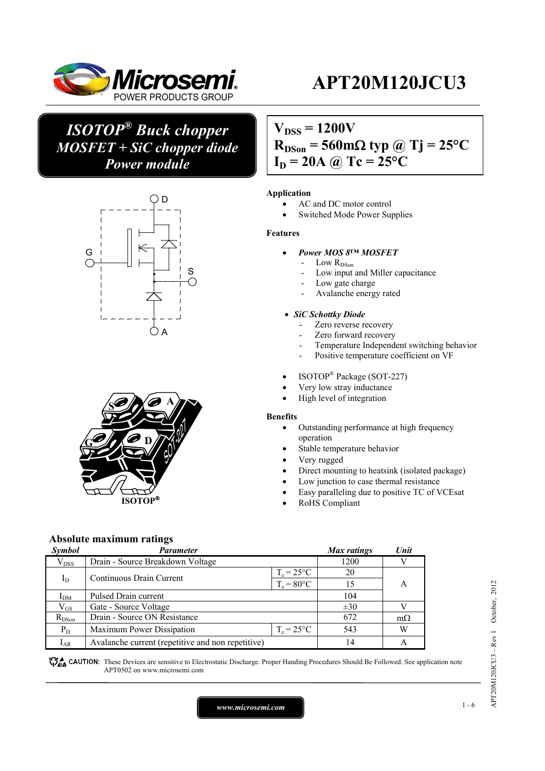# APT20M120JCU3

## ISOTOP® Buck chopper MOSFET + SiC chopper diode Power module

$V_{DSS}$ = 1200V
$R_{DSon}$ = 560mΩ typ @ Tj = 25°C
$I_D$ = 20A @ Tc = 25°C

**Application**

- AC and DC motor control
- Switched Mode Power Supplies

**Features**

- *Power MOS 8™ MOSFET*
  - Low $R_{DSon}$
  - Low input and Miller capacitance
  - Low gate charge
  - Avalanche energy rated
- *SiC Schottky Diode*
  - Zero reverse recovery
  - Zero forward recovery
  - Temperature Independent switching behavior
  - Positive temperature coefficient on VF
- ISOTOP® Package (SOT-227)
- Very low stray inductance
- High level of integration

**Benefits**

- Outstanding performance at high frequency operation
- Stable temperature behavior
- Very rugged
- Direct mounting to heatsink (isolated package)
- Low junction to case thermal resistance
- Easy paralleling due to positive TC of VCEsat
- RoHS Compliant

ISOTOP®

## Absolute maximum ratings

| *Symbol* | *Parameter* | | *Max ratings* | *Unit* |
|---|---|---|---|---|
| $V_{DSS}$ | Drain - Source Breakdown Voltage | | 1200 | V |
| $I_D$ | Continuous Drain Current | $T_c = 25°C$ | 20 | A |
| | | $T_c = 80°C$ | 15 | |
| $I_{DM}$ | Pulsed Drain current | | 104 | |
| $V_{GS}$ | Gate - Source Voltage | | ±30 | V |
| $R_{DSon}$ | Drain - Source ON Resistance | | 672 | mΩ |
| $P_D$ | Maximum Power Dissipation | $T_c = 25°C$ | 543 | W |
| $I_{AR}$ | Avalanche current (repetitive and non repetitive) | | 14 | A |

CAUTION: These Devices are sensitive to Electrostatic Discharge. Proper Handing Procedures Should Be Followed. See application note APT0502 on www.microsemi.com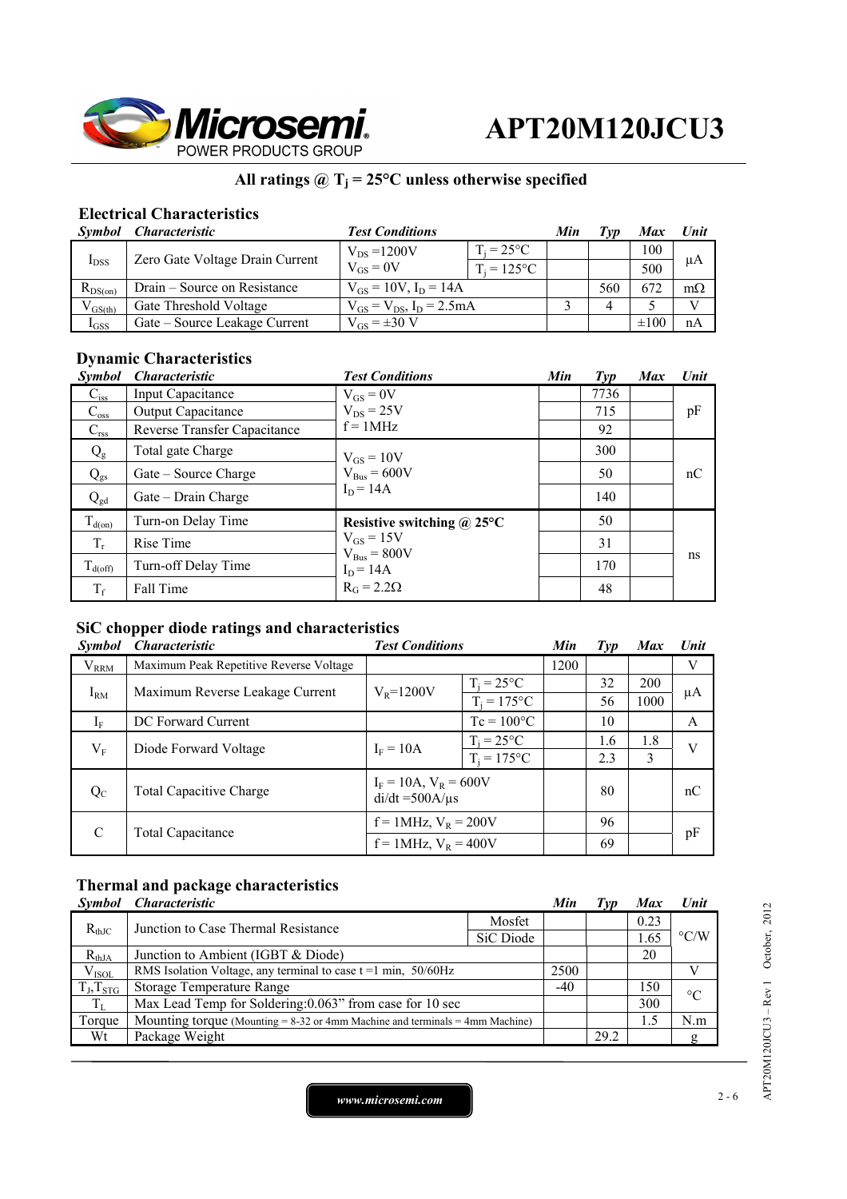# APT20M120JCU3

**All ratings @ $T_j$ = 25°C unless otherwise specified**

## Electrical Characteristics

| Symbol | Characteristic | Test Conditions | | Min | Typ | Max | Unit |
|---|---|---|---|---|---|---|---|
| $I_{DSS}$ | Zero Gate Voltage Drain Current | $V_{DS}$ =1200V, $V_{GS}$ = 0V | $T_j$ = 25°C | | | 100 | µA |
| | | | $T_j$ = 125°C | | | 500 | |
| $R_{DS(on)}$ | Drain – Source on Resistance | $V_{GS}$ = 10V, $I_D$ = 14A | | | 560 | 672 | mΩ |
| $V_{GS(th)}$ | Gate Threshold Voltage | $V_{GS}$ = $V_{DS}$, $I_D$ = 2.5mA | | 3 | 4 | 5 | V |
| $I_{GSS}$ | Gate – Source Leakage Current | $V_{GS}$ = ±30 V | | | | ±100 | nA |

## Dynamic Characteristics

| Symbol | Characteristic | Test Conditions | Min | Typ | Max | Unit |
|---|---|---|---|---|---|---|
| $C_{iss}$ | Input Capacitance | $V_{GS}$ = 0V<br>$V_{DS}$ = 25V<br>f = 1MHz | | 7736 | | pF |
| $C_{oss}$ | Output Capacitance | | | 715 | | |
| $C_{rss}$ | Reverse Transfer Capacitance | | | 92 | | |
| $Q_g$ | Total gate Charge | $V_{GS}$ = 10V<br>$V_{Bus}$ = 600V<br>$I_D$ = 14A | | 300 | | nC |
| $Q_{gs}$ | Gate – Source Charge | | | 50 | | |
| $Q_{gd}$ | Gate – Drain Charge | | | 140 | | |
| $T_{d(on)}$ | Turn-on Delay Time | **Resistive switching @ 25°C**<br>$V_{GS}$ = 15V<br>$V_{Bus}$ = 800V<br>$I_D$ = 14A<br>$R_G$ = 2.2Ω | | 50 | | ns |
| $T_r$ | Rise Time | | | 31 | | |
| $T_{d(off)}$ | Turn-off Delay Time | | | 170 | | |
| $T_f$ | Fall Time | | | 48 | | |

## SiC chopper diode ratings and characteristics

| Symbol | Characteristic | Test Conditions | | Min | Typ | Max | Unit |
|---|---|---|---|---|---|---|---|
| $V_{RRM}$ | Maximum Peak Repetitive Reverse Voltage | | | 1200 | | | V |
| $I_{RM}$ | Maximum Reverse Leakage Current | $V_R$=1200V | $T_j$ = 25°C | | 32 | 200 | µA |
| | | | $T_j$ = 175°C | | 56 | 1000 | |
| $I_F$ | DC Forward Current | | Tc = 100°C | | 10 | | A |
| $V_F$ | Diode Forward Voltage | $I_F$ = 10A | $T_j$ = 25°C | | 1.6 | 1.8 | V |
| | | | $T_j$ = 175°C | | 2.3 | 3 | |
| $Q_C$ | Total Capacitive Charge | $I_F$ = 10A, $V_R$ = 600V<br>di/dt =500A/µs | | | 80 | | nC |
| C | Total Capacitance | f = 1MHz, $V_R$ = 200V | | | 96 | | pF |
| | | f = 1MHz, $V_R$ = 400V | | | 69 | | |

## Thermal and package characteristics

| Symbol | Characteristic | | Min | Typ | Max | Unit |
|---|---|---|---|---|---|---|
| $R_{thJC}$ | Junction to Case Thermal Resistance | Mosfet | | | 0.23 | °C/W |
| | | SiC Diode | | | 1.65 | |
| $R_{thJA}$ | Junction to Ambient (IGBT & Diode) | | | | 20 | |
| $V_{ISOL}$ | RMS Isolation Voltage, any terminal to case t =1 min, 50/60Hz | | 2500 | | | V |
| $T_J$,$T_{STG}$ | Storage Temperature Range | | -40 | | 150 | °C |
| $T_L$ | Max Lead Temp for Soldering:0.063" from case for 10 sec | | | | 300 | |
| Torque | Mounting torque (Mounting = 8-32 or 4mm Machine and terminals = 4mm Machine) | | | | 1.5 | N.m |
| Wt | Package Weight | | | 29.2 | | g |

www.microsemi.com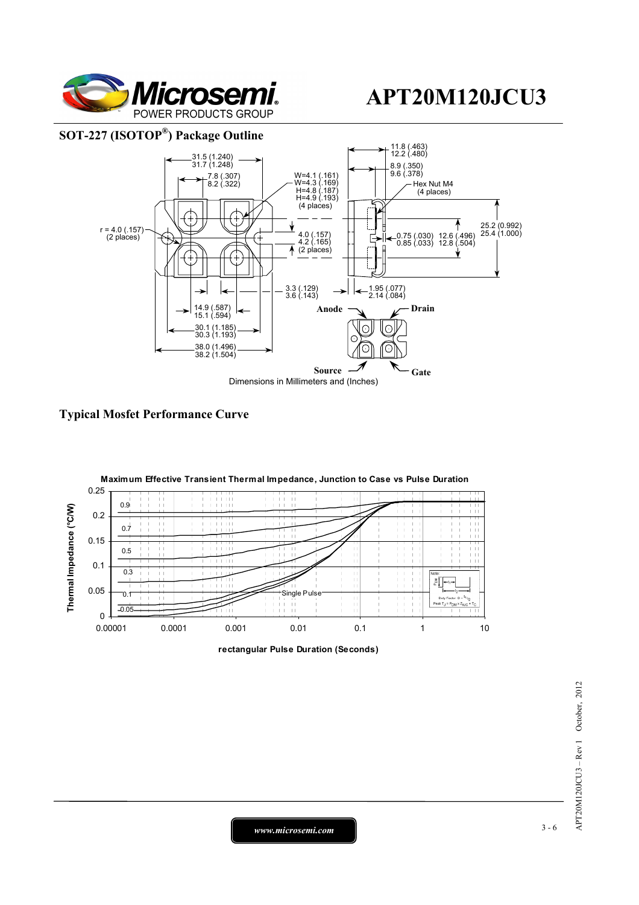## SOT-227 (ISOTOP®) Package Outline

31.5 (1.240)
31.7 (1.248)

7.8 (.307)
8.2 (.322)

W=4.1 (.161)
W=4.3 (.169)
H=4.8 (.187)
H=4.9 (.193)
(4 places)

11.8 (.463)
12.2 (.480)

8.9 (.350)
9.6 (.378)

Hex Nut M4
(4 places)

r = 4.0 (.157)
(2 places)

4.0 (.157)
4.2 (.165)
(2 places)

0.75 (.030)
0.85 (.033)

12.6 (.496)
12.8 (.504)

25.2 (0.992)
25.4 (1.000)

3.3 (.129)
3.6 (.143)

1.95 (.077)
2.14 (.084)

14.9 (.587)
15.1 (.594)

30.1 (1.185)
30.3 (1.193)

38.0 (1.496)
38.2 (1.504)

Anode — Drain — Source — Gate

Dimensions in Millimeters and (Inches)

## Typical Mosfet Performance Curve

**Maximum Effective Transient Thermal Impedance, Junction to Case vs Pulse Duration**

Thermal Impedance (°C/W): 0 – 0.25

Curves: 0.9, 0.7, 0.5, 0.3, 0.1, 0.05, Single Pulse

Note: Duty Factor $D = t_1/t_2$; Peak $T_J = P_{DM} \times Z_{thJC} + T_C$

rectangular Pulse Duration (Seconds): 0.00001, 0.0001, 0.001, 0.01, 0.1, 1, 10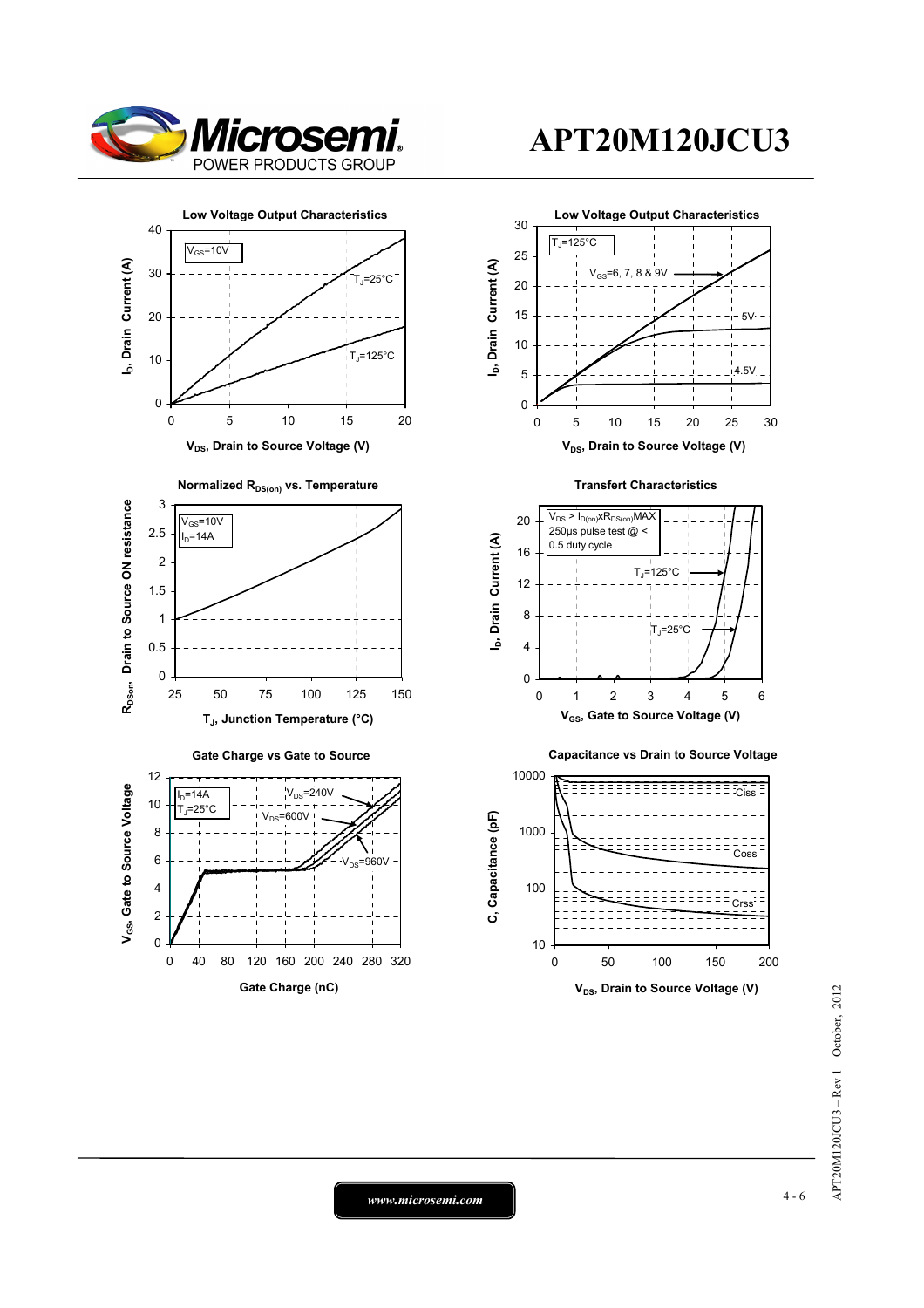# APT20M120JCU3

### Low Voltage Output Characteristics

$V_{GS}$=10V

$T_J$=25°C

$T_J$=125°C

$I_D$, Drain Current (A)

$V_{DS}$, Drain to Source Voltage (V)

### Low Voltage Output Characteristics

$T_J$=125°C

$V_{GS}$=6, 7, 8 & 9V

5V

4.5V

$I_D$, Drain Current (A)

$V_{DS}$, Drain to Source Voltage (V)

### Normalized $R_{DS(on)}$ vs. Temperature

$V_{GS}$=10V

$I_D$=14A

$R_{DSon}$ Drain to Source ON resistance

$T_J$, Junction Temperature (°C)

### Transfert Characteristics

$V_{DS} > I_{D(on)} x R_{DS(on)}$MAX

250µs pulse test @ < 0.5 duty cycle

$T_J$=125°C

$T_J$=25°C

$I_D$, Drain Current (A)

$V_{GS}$, Gate to Source Voltage (V)

### Gate Charge vs Gate to Source

$I_D$=14A

$T_J$=25°C

$V_{DS}$=240V

$V_{DS}$=600V

$V_{DS}$=960V

$V_{GS}$, Gate to Source Voltage

Gate Charge (nC)

### Capacitance vs Drain to Source Voltage

Ciss

Coss

Crss

C, Capacitance (pF)

$V_{DS}$, Drain to Source Voltage (V)

www.microsemi.com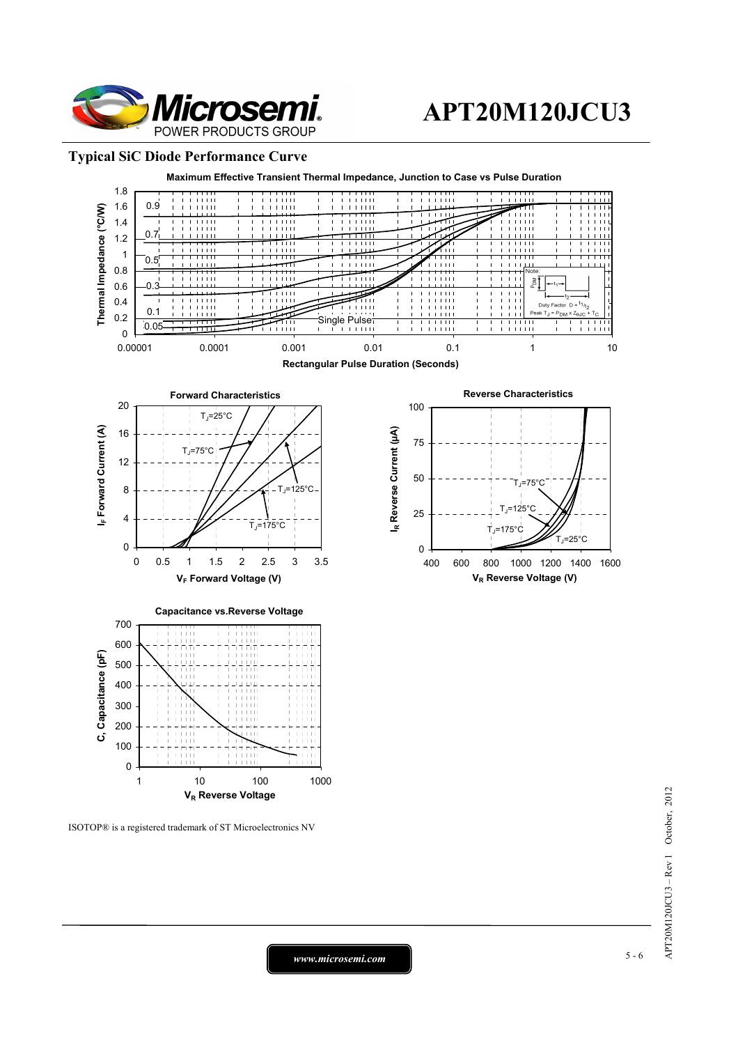## Typical SiC Diode Performance Curve

**Maximum Effective Transient Thermal Impedance, Junction to Case vs Pulse Duration**

Thermal Impedance (°C/W) vs Rectangular Pulse Duration (Seconds)

Curves: 0.9, 0.7, 0.5, 0.3, 0.1, 0.05, Single Pulse

Note: Duty Factor $D = t_1/t_2$; Peak $T_J = P_{DM} \times Z_{\theta JC} + T_C$

**Forward Characteristics**

$I_F$ Forward Current (A) vs $V_F$ Forward Voltage (V)

Curves: $T_J$=25°C, $T_J$=75°C, $T_J$=125°C, $T_J$=175°C

**Reverse Characteristics**

$I_R$ Reverse Current (µA) vs $V_R$ Reverse Voltage (V)

Curves: $T_J$=75°C, $T_J$=125°C, $T_J$=175°C, $T_J$=25°C

**Capacitance vs.Reverse Voltage**

C, Capacitance (pF) vs $V_R$ Reverse Voltage

ISOTOP® is a registered trademark of ST Microelectronics NV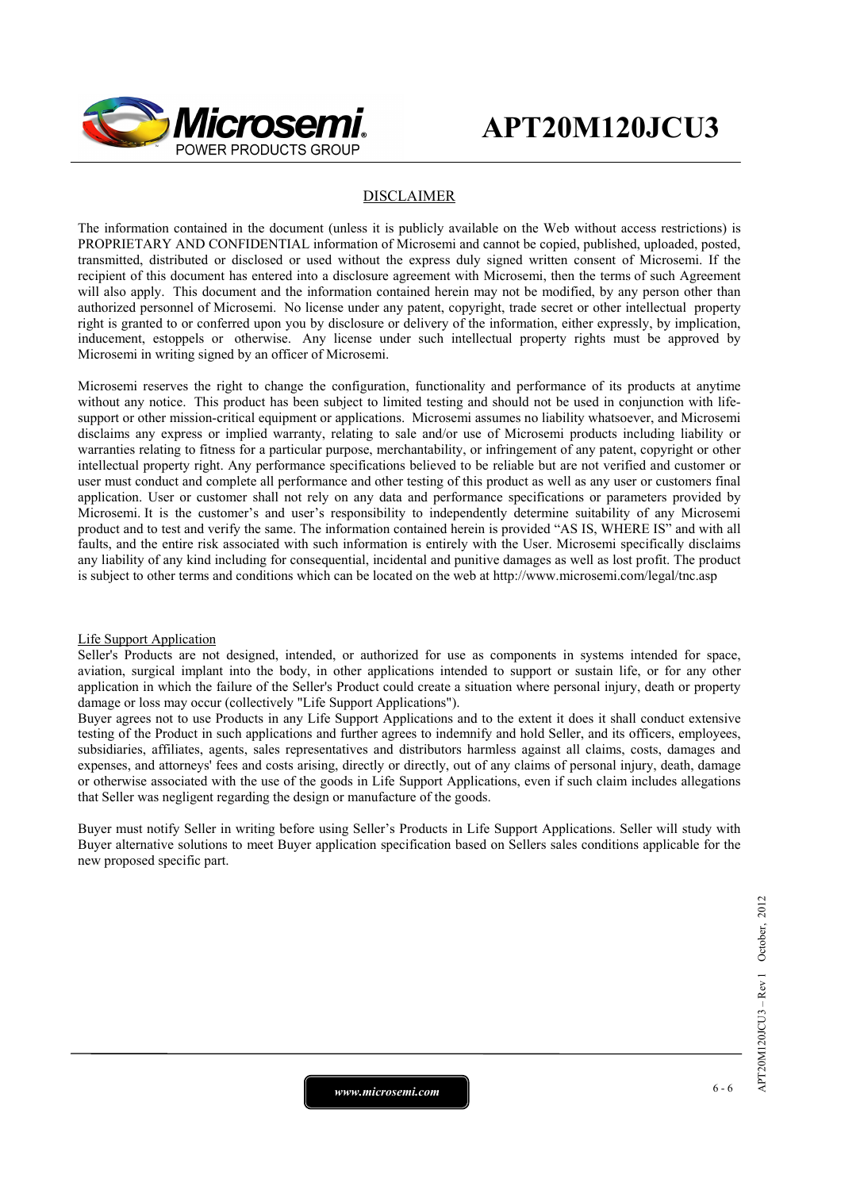## DISCLAIMER

The information contained in the document (unless it is publicly available on the Web without access restrictions) is PROPRIETARY AND CONFIDENTIAL information of Microsemi and cannot be copied, published, uploaded, posted, transmitted, distributed or disclosed or used without the express duly signed written consent of Microsemi. If the recipient of this document has entered into a disclosure agreement with Microsemi, then the terms of such Agreement will also apply. This document and the information contained herein may not be modified, by any person other than authorized personnel of Microsemi. No license under any patent, copyright, trade secret or other intellectual property right is granted to or conferred upon you by disclosure or delivery of the information, either expressly, by implication, inducement, estoppels or otherwise. Any license under such intellectual property rights must be approved by Microsemi in writing signed by an officer of Microsemi.

Microsemi reserves the right to change the configuration, functionality and performance of its products at anytime without any notice. This product has been subject to limited testing and should not be used in conjunction with life-support or other mission-critical equipment or applications. Microsemi assumes no liability whatsoever, and Microsemi disclaims any express or implied warranty, relating to sale and/or use of Microsemi products including liability or warranties relating to fitness for a particular purpose, merchantability, or infringement of any patent, copyright or other intellectual property right. Any performance specifications believed to be reliable but are not verified and customer or user must conduct and complete all performance and other testing of this product as well as any user or customers final application. User or customer shall not rely on any data and performance specifications or parameters provided by Microsemi. It is the customer's and user's responsibility to independently determine suitability of any Microsemi product and to test and verify the same. The information contained herein is provided "AS IS, WHERE IS" and with all faults, and the entire risk associated with such information is entirely with the User. Microsemi specifically disclaims any liability of any kind including for consequential, incidental and punitive damages as well as lost profit. The product is subject to other terms and conditions which can be located on the web at http://www.microsemi.com/legal/tnc.asp

### Life Support Application

Seller's Products are not designed, intended, or authorized for use as components in systems intended for space, aviation, surgical implant into the body, in other applications intended to support or sustain life, or for any other application in which the failure of the Seller's Product could create a situation where personal injury, death or property damage or loss may occur (collectively "Life Support Applications").

Buyer agrees not to use Products in any Life Support Applications and to the extent it does it shall conduct extensive testing of the Product in such applications and further agrees to indemnify and hold Seller, and its officers, employees, subsidiaries, affiliates, agents, sales representatives and distributors harmless against all claims, costs, damages and expenses, and attorneys' fees and costs arising, directly or directly, out of any claims of personal injury, death, damage or otherwise associated with the use of the goods in Life Support Applications, even if such claim includes allegations that Seller was negligent regarding the design or manufacture of the goods.

Buyer must notify Seller in writing before using Seller's Products in Life Support Applications. Seller will study with Buyer alternative solutions to meet Buyer application specification based on Sellers sales conditions applicable for the new proposed specific part.